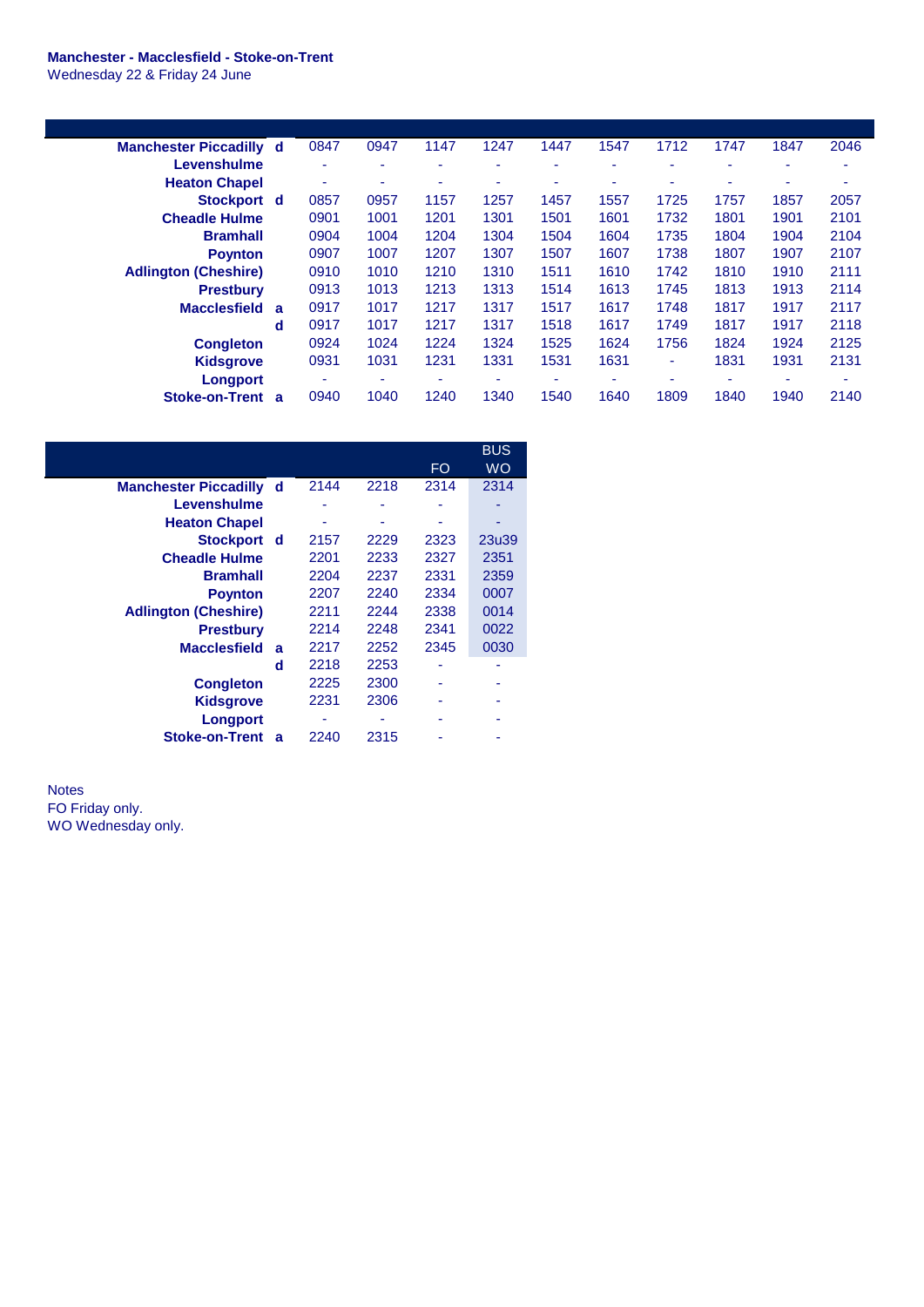**Manchester - Macclesfield - Stoke-on-Trent**
Wednesday 22 & Friday 24 June

| | | | | | | | | | | | |
|---|---|---|---|---|---|---|---|---|---|---|---|
| **Manchester Piccadilly** | **d** | 0847 | 0947 | 1147 | 1247 | 1447 | 1547 | 1712 | 1747 | 1847 | 2046 |
| **Levenshulme** | | - | - | - | - | - | - | - | - | - | - |
| **Heaton Chapel** | | - | - | - | - | - | - | - | - | - | - |
| **Stockport** | **d** | 0857 | 0957 | 1157 | 1257 | 1457 | 1557 | 1725 | 1757 | 1857 | 2057 |
| **Cheadle Hulme** | | 0901 | 1001 | 1201 | 1301 | 1501 | 1601 | 1732 | 1801 | 1901 | 2101 |
| **Bramhall** | | 0904 | 1004 | 1204 | 1304 | 1504 | 1604 | 1735 | 1804 | 1904 | 2104 |
| **Poynton** | | 0907 | 1007 | 1207 | 1307 | 1507 | 1607 | 1738 | 1807 | 1907 | 2107 |
| **Adlington (Cheshire)** | | 0910 | 1010 | 1210 | 1310 | 1511 | 1610 | 1742 | 1810 | 1910 | 2111 |
| **Prestbury** | | 0913 | 1013 | 1213 | 1313 | 1514 | 1613 | 1745 | 1813 | 1913 | 2114 |
| **Macclesfield** | **a** | 0917 | 1017 | 1217 | 1317 | 1517 | 1617 | 1748 | 1817 | 1917 | 2117 |
| | **d** | 0917 | 1017 | 1217 | 1317 | 1518 | 1617 | 1749 | 1817 | 1917 | 2118 |
| **Congleton** | | 0924 | 1024 | 1224 | 1324 | 1525 | 1624 | 1756 | 1824 | 1924 | 2125 |
| **Kidsgrove** | | 0931 | 1031 | 1231 | 1331 | 1531 | 1631 | - | 1831 | 1931 | 2131 |
| **Longport** | | - | - | - | - | - | - | - | - | - | - |
| **Stoke-on-Trent** | **a** | 0940 | 1040 | 1240 | 1340 | 1540 | 1640 | 1809 | 1840 | 1940 | 2140 |

| | | | | | BUS |
|---|---|---|---|---|---|
| | | | | FO | WO |
| **Manchester Piccadilly** | **d** | 2144 | 2218 | 2314 | 2314 |
| **Levenshulme** | | - | - | - | - |
| **Heaton Chapel** | | - | - | - | - |
| **Stockport** | **d** | 2157 | 2229 | 2323 | 23u39 |
| **Cheadle Hulme** | | 2201 | 2233 | 2327 | 2351 |
| **Bramhall** | | 2204 | 2237 | 2331 | 2359 |
| **Poynton** | | 2207 | 2240 | 2334 | 0007 |
| **Adlington (Cheshire)** | | 2211 | 2244 | 2338 | 0014 |
| **Prestbury** | | 2214 | 2248 | 2341 | 0022 |
| **Macclesfield** | **a** | 2217 | 2252 | 2345 | 0030 |
| | **d** | 2218 | 2253 | - | - |
| **Congleton** | | 2225 | 2300 | - | - |
| **Kidsgrove** | | 2231 | 2306 | - | - |
| **Longport** | | - | - | - | - |
| **Stoke-on-Trent** | **a** | 2240 | 2315 | - | - |

Notes
FO Friday only.
WO Wednesday only.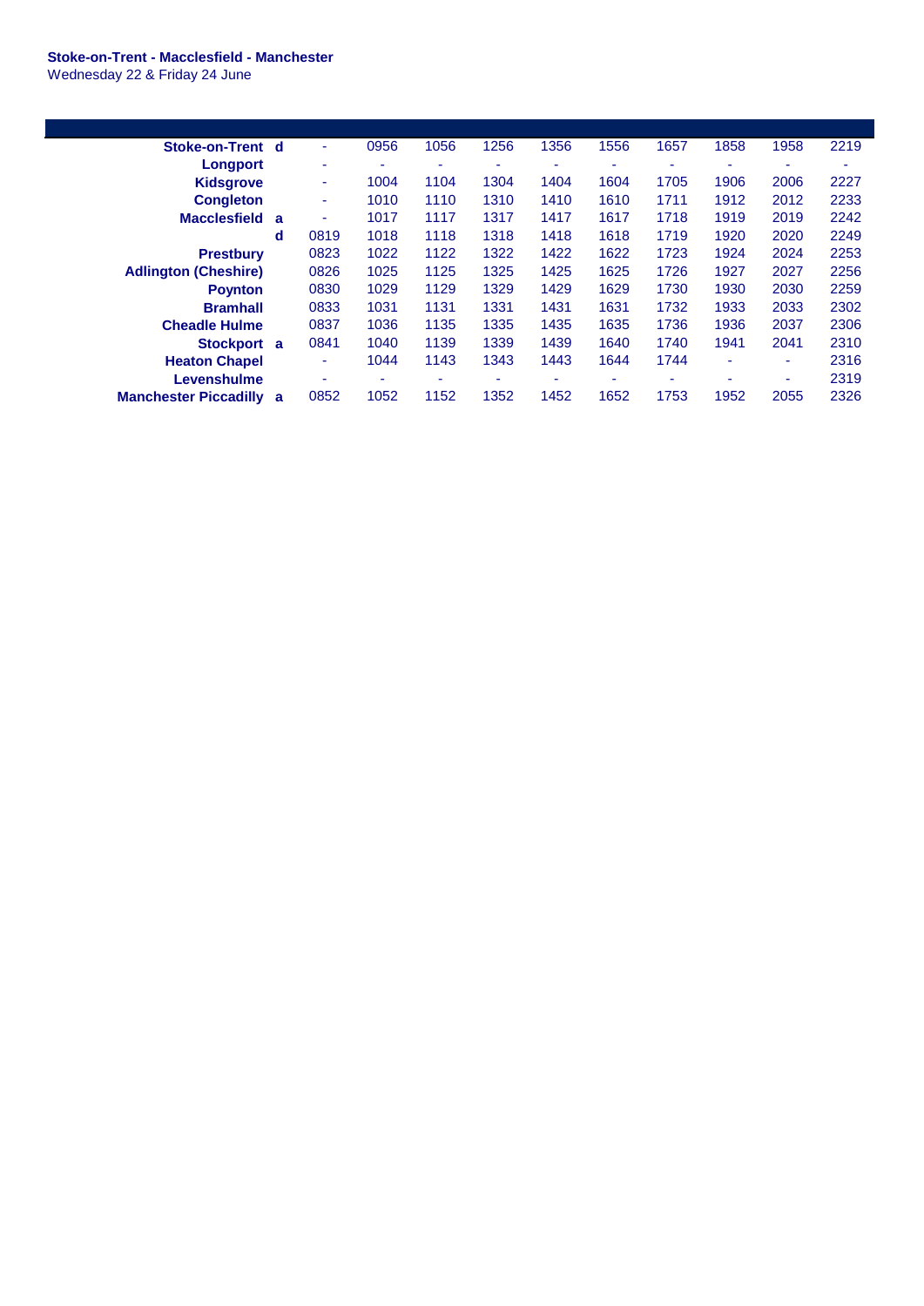**Stoke-on-Trent - Macclesfield - Manchester**
Wednesday 22 & Friday 24 June

| | | | | | | | | | | | |
|---|---|---|---|---|---|---|---|---|---|---|---|
| **Stoke-on-Trent** | **d** | - | 0956 | 1056 | 1256 | 1356 | 1556 | 1657 | 1858 | 1958 | 2219 |
| **Longport** | | - | - | - | - | - | - | - | - | - | - |
| **Kidsgrove** | | - | 1004 | 1104 | 1304 | 1404 | 1604 | 1705 | 1906 | 2006 | 2227 |
| **Congleton** | | - | 1010 | 1110 | 1310 | 1410 | 1610 | 1711 | 1912 | 2012 | 2233 |
| **Macclesfield** | **a** | - | 1017 | 1117 | 1317 | 1417 | 1617 | 1718 | 1919 | 2019 | 2242 |
| | **d** | 0819 | 1018 | 1118 | 1318 | 1418 | 1618 | 1719 | 1920 | 2020 | 2249 |
| **Prestbury** | | 0823 | 1022 | 1122 | 1322 | 1422 | 1622 | 1723 | 1924 | 2024 | 2253 |
| **Adlington (Cheshire)** | | 0826 | 1025 | 1125 | 1325 | 1425 | 1625 | 1726 | 1927 | 2027 | 2256 |
| **Poynton** | | 0830 | 1029 | 1129 | 1329 | 1429 | 1629 | 1730 | 1930 | 2030 | 2259 |
| **Bramhall** | | 0833 | 1031 | 1131 | 1331 | 1431 | 1631 | 1732 | 1933 | 2033 | 2302 |
| **Cheadle Hulme** | | 0837 | 1036 | 1135 | 1335 | 1435 | 1635 | 1736 | 1936 | 2037 | 2306 |
| **Stockport** | **a** | 0841 | 1040 | 1139 | 1339 | 1439 | 1640 | 1740 | 1941 | 2041 | 2310 |
| **Heaton Chapel** | | - | 1044 | 1143 | 1343 | 1443 | 1644 | 1744 | - | - | 2316 |
| **Levenshulme** | | - | - | - | - | - | - | - | - | - | 2319 |
| **Manchester Piccadilly** | **a** | 0852 | 1052 | 1152 | 1352 | 1452 | 1652 | 1753 | 1952 | 2055 | 2326 |